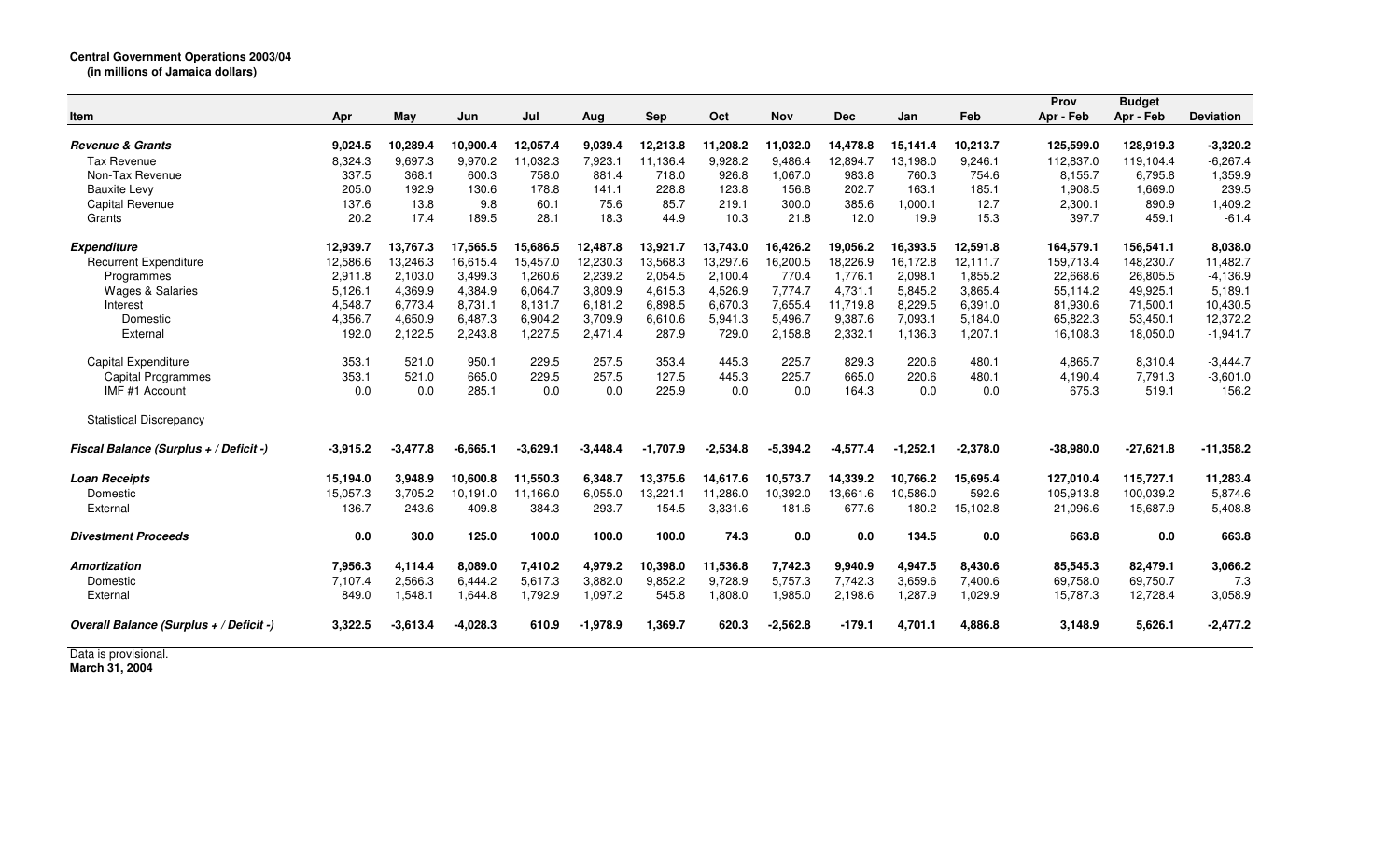**Central Government Operations 2003/04**
**(in millions of Jamaica dollars)**

| Item | Apr | May | Jun | Jul | Aug | Sep | Oct | Nov | Dec | Jan | Feb | Prov Apr - Feb | Budget Apr - Feb | Deviation |
|---|---|---|---|---|---|---|---|---|---|---|---|---|---|---|
| ***Revenue & Grants*** | **9,024.5** | **10,289.4** | **10,900.4** | **12,057.4** | **9,039.4** | **12,213.8** | **11,208.2** | **11,032.0** | **14,478.8** | **15,141.4** | **10,213.7** | **125,599.0** | **128,919.3** | **-3,320.2** |
| Tax Revenue | 8,324.3 | 9,697.3 | 9,970.2 | 11,032.3 | 7,923.1 | 11,136.4 | 9,928.2 | 9,486.4 | 12,894.7 | 13,198.0 | 9,246.1 | 112,837.0 | 119,104.4 | -6,267.4 |
| Non-Tax Revenue | 337.5 | 368.1 | 600.3 | 758.0 | 881.4 | 718.0 | 926.8 | 1,067.0 | 983.8 | 760.3 | 754.6 | 8,155.7 | 6,795.8 | 1,359.9 |
| Bauxite Levy | 205.0 | 192.9 | 130.6 | 178.8 | 141.1 | 228.8 | 123.8 | 156.8 | 202.7 | 163.1 | 185.1 | 1,908.5 | 1,669.0 | 239.5 |
| Capital Revenue | 137.6 | 13.8 | 9.8 | 60.1 | 75.6 | 85.7 | 219.1 | 300.0 | 385.6 | 1,000.1 | 12.7 | 2,300.1 | 890.9 | 1,409.2 |
| Grants | 20.2 | 17.4 | 189.5 | 28.1 | 18.3 | 44.9 | 10.3 | 21.8 | 12.0 | 19.9 | 15.3 | 397.7 | 459.1 | -61.4 |
| ***Expenditure*** | **12,939.7** | **13,767.3** | **17,565.5** | **15,686.5** | **12,487.8** | **13,921.7** | **13,743.0** | **16,426.2** | **19,056.2** | **16,393.5** | **12,591.8** | **164,579.1** | **156,541.1** | **8,038.0** |
| Recurrent Expenditure | 12,586.6 | 13,246.3 | 16,615.4 | 15,457.0 | 12,230.3 | 13,568.3 | 13,297.6 | 16,200.5 | 18,226.9 | 16,172.8 | 12,111.7 | 159,713.4 | 148,230.7 | 11,482.7 |
| Programmes | 2,911.8 | 2,103.0 | 3,499.3 | 1,260.6 | 2,239.2 | 2,054.5 | 2,100.4 | 770.4 | 1,776.1 | 2,098.1 | 1,855.2 | 22,668.6 | 26,805.5 | -4,136.9 |
| Wages & Salaries | 5,126.1 | 4,369.9 | 4,384.9 | 6,064.7 | 3,809.9 | 4,615.3 | 4,526.9 | 7,774.7 | 4,731.1 | 5,845.2 | 3,865.4 | 55,114.2 | 49,925.1 | 5,189.1 |
| Interest | 4,548.7 | 6,773.4 | 8,731.1 | 8,131.7 | 6,181.2 | 6,898.5 | 6,670.3 | 7,655.4 | 11,719.8 | 8,229.5 | 6,391.0 | 81,930.6 | 71,500.1 | 10,430.5 |
| Domestic | 4,356.7 | 4,650.9 | 6,487.3 | 6,904.2 | 3,709.9 | 6,610.6 | 5,941.3 | 5,496.7 | 9,387.6 | 7,093.1 | 5,184.0 | 65,822.3 | 53,450.1 | 12,372.2 |
| External | 192.0 | 2,122.5 | 2,243.8 | 1,227.5 | 2,471.4 | 287.9 | 729.0 | 2,158.8 | 2,332.1 | 1,136.3 | 1,207.1 | 16,108.3 | 18,050.0 | -1,941.7 |
| Capital Expenditure | 353.1 | 521.0 | 950.1 | 229.5 | 257.5 | 353.4 | 445.3 | 225.7 | 829.3 | 220.6 | 480.1 | 4,865.7 | 8,310.4 | -3,444.7 |
| Capital Programmes | 353.1 | 521.0 | 665.0 | 229.5 | 257.5 | 127.5 | 445.3 | 225.7 | 665.0 | 220.6 | 480.1 | 4,190.4 | 7,791.3 | -3,601.0 |
| IMF #1 Account | 0.0 | 0.0 | 285.1 | 0.0 | 0.0 | 225.9 | 0.0 | 0.0 | 164.3 | 0.0 | 0.0 | 675.3 | 519.1 | 156.2 |
| Statistical Discrepancy | | | | | | | | | | | | | | |
| ***Fiscal Balance (Surplus + / Deficit -)*** | **-3,915.2** | **-3,477.8** | **-6,665.1** | **-3,629.1** | **-3,448.4** | **-1,707.9** | **-2,534.8** | **-5,394.2** | **-4,577.4** | **-1,252.1** | **-2,378.0** | **-38,980.0** | **-27,621.8** | **-11,358.2** |
| ***Loan Receipts*** | **15,194.0** | **3,948.9** | **10,600.8** | **11,550.3** | **6,348.7** | **13,375.6** | **14,617.6** | **10,573.7** | **14,339.2** | **10,766.2** | **15,695.4** | **127,010.4** | **115,727.1** | **11,283.4** |
| Domestic | 15,057.3 | 3,705.2 | 10,191.0 | 11,166.0 | 6,055.0 | 13,221.1 | 11,286.0 | 10,392.0 | 13,661.6 | 10,586.0 | 592.6 | 105,913.8 | 100,039.2 | 5,874.6 |
| External | 136.7 | 243.6 | 409.8 | 384.3 | 293.7 | 154.5 | 3,331.6 | 181.6 | 677.6 | 180.2 | 15,102.8 | 21,096.6 | 15,687.9 | 5,408.8 |
| ***Divestment Proceeds*** | **0.0** | **30.0** | **125.0** | **100.0** | **100.0** | **100.0** | **74.3** | **0.0** | **0.0** | **134.5** | **0.0** | **663.8** | **0.0** | **663.8** |
| ***Amortization*** | **7,956.3** | **4,114.4** | **8,089.0** | **7,410.2** | **4,979.2** | **10,398.0** | **11,536.8** | **7,742.3** | **9,940.9** | **4,947.5** | **8,430.6** | **85,545.3** | **82,479.1** | **3,066.2** |
| Domestic | 7,107.4 | 2,566.3 | 6,444.2 | 5,617.3 | 3,882.0 | 9,852.2 | 9,728.9 | 5,757.3 | 7,742.3 | 3,659.6 | 7,400.6 | 69,758.0 | 69,750.7 | 7.3 |
| External | 849.0 | 1,548.1 | 1,644.8 | 1,792.9 | 1,097.2 | 545.8 | 1,808.0 | 1,985.0 | 2,198.6 | 1,287.9 | 1,029.9 | 15,787.3 | 12,728.4 | 3,058.9 |
| ***Overall Balance (Surplus + / Deficit -)*** | **3,322.5** | **-3,613.4** | **-4,028.3** | **610.9** | **-1,978.9** | **1,369.7** | **620.3** | **-2,562.8** | **-179.1** | **4,701.1** | **4,886.8** | **3,148.9** | **5,626.1** | **-2,477.2** |

Data is provisional.
**March 31, 2004**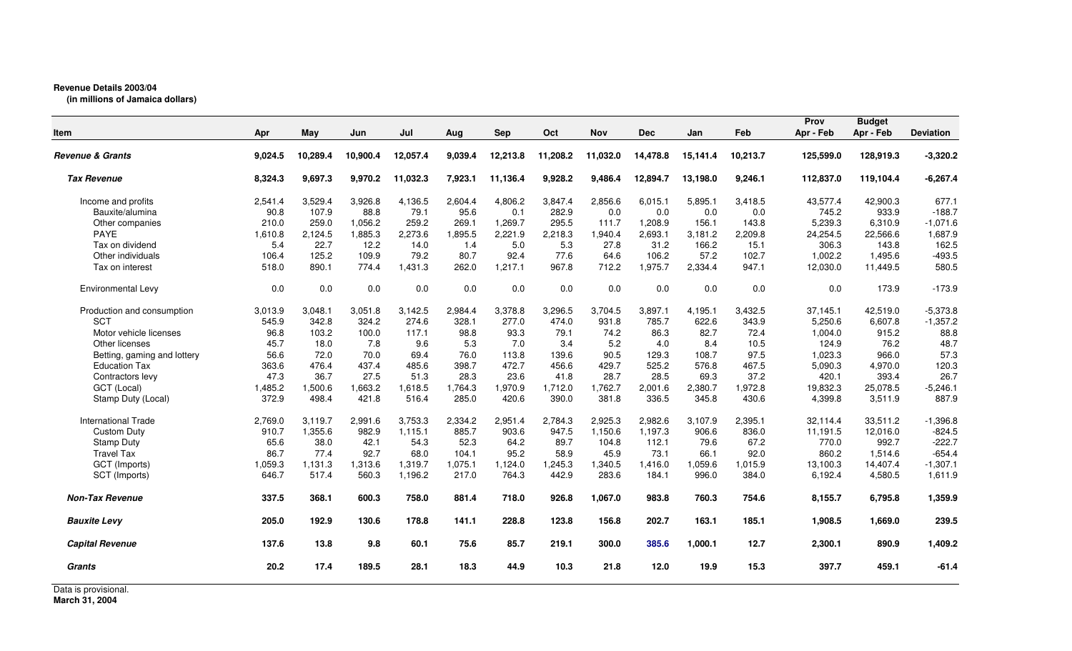**Revenue Details 2003/04**
**(in millions of Jamaica dollars)**

| Item | Apr | May | Jun | Jul | Aug | Sep | Oct | Nov | Dec | Jan | Feb | Prov Apr - Feb | Budget Apr - Feb | Deviation |
|---|---|---|---|---|---|---|---|---|---|---|---|---|---|---|
| ***Revenue & Grants*** | **9,024.5** | **10,289.4** | **10,900.4** | **12,057.4** | **9,039.4** | **12,213.8** | **11,208.2** | **11,032.0** | **14,478.8** | **15,141.4** | **10,213.7** | **125,599.0** | **128,919.3** | **-3,320.2** |
| ***Tax Revenue*** | **8,324.3** | **9,697.3** | **9,970.2** | **11,032.3** | **7,923.1** | **11,136.4** | **9,928.2** | **9,486.4** | **12,894.7** | **13,198.0** | **9,246.1** | **112,837.0** | **119,104.4** | **-6,267.4** |
| Income and profits | 2,541.4 | 3,529.4 | 3,926.8 | 4,136.5 | 2,604.4 | 4,806.2 | 3,847.4 | 2,856.6 | 6,015.1 | 5,895.1 | 3,418.5 | 43,577.4 | 42,900.3 | 677.1 |
| Bauxite/alumina | 90.8 | 107.9 | 88.8 | 79.1 | 95.6 | 0.1 | 282.9 | 0.0 | 0.0 | 0.0 | 0.0 | 745.2 | 933.9 | -188.7 |
| Other companies | 210.0 | 259.0 | 1,056.2 | 259.2 | 269.1 | 1,269.7 | 295.5 | 111.7 | 1,208.9 | 156.1 | 143.8 | 5,239.3 | 6,310.9 | -1,071.6 |
| PAYE | 1,610.8 | 2,124.5 | 1,885.3 | 2,273.6 | 1,895.5 | 2,221.9 | 2,218.3 | 1,940.4 | 2,693.1 | 3,181.2 | 2,209.8 | 24,254.5 | 22,566.6 | 1,687.9 |
| Tax on dividend | 5.4 | 22.7 | 12.2 | 14.0 | 1.4 | 5.0 | 5.3 | 27.8 | 31.2 | 166.2 | 15.1 | 306.3 | 143.8 | 162.5 |
| Other individuals | 106.4 | 125.2 | 109.9 | 79.2 | 80.7 | 92.4 | 77.6 | 64.6 | 106.2 | 57.2 | 102.7 | 1,002.2 | 1,495.6 | -493.5 |
| Tax on interest | 518.0 | 890.1 | 774.4 | 1,431.3 | 262.0 | 1,217.1 | 967.8 | 712.2 | 1,975.7 | 2,334.4 | 947.1 | 12,030.0 | 11,449.5 | 580.5 |
| Environmental Levy | 0.0 | 0.0 | 0.0 | 0.0 | 0.0 | 0.0 | 0.0 | 0.0 | 0.0 | 0.0 | 0.0 | 0.0 | 173.9 | -173.9 |
| Production and consumption | 3,013.9 | 3,048.1 | 3,051.8 | 3,142.5 | 2,984.4 | 3,378.8 | 3,296.5 | 3,704.5 | 3,897.1 | 4,195.1 | 3,432.5 | 37,145.1 | 42,519.0 | -5,373.8 |
| SCT | 545.9 | 342.8 | 324.2 | 274.6 | 328.1 | 277.0 | 474.0 | 931.8 | 785.7 | 622.6 | 343.9 | 5,250.6 | 6,607.8 | -1,357.2 |
| Motor vehicle licenses | 96.8 | 103.2 | 100.0 | 117.1 | 98.8 | 93.3 | 79.1 | 74.2 | 86.3 | 82.7 | 72.4 | 1,004.0 | 915.2 | 88.8 |
| Other licenses | 45.7 | 18.0 | 7.8 | 9.6 | 5.3 | 7.0 | 3.4 | 5.2 | 4.0 | 8.4 | 10.5 | 124.9 | 76.2 | 48.7 |
| Betting, gaming and lottery | 56.6 | 72.0 | 70.0 | 69.4 | 76.0 | 113.8 | 139.6 | 90.5 | 129.3 | 108.7 | 97.5 | 1,023.3 | 966.0 | 57.3 |
| Education Tax | 363.6 | 476.4 | 437.4 | 485.6 | 398.7 | 472.7 | 456.6 | 429.7 | 525.2 | 576.8 | 467.5 | 5,090.3 | 4,970.0 | 120.3 |
| Contractors levy | 47.3 | 36.7 | 27.5 | 51.3 | 28.3 | 23.6 | 41.8 | 28.7 | 28.5 | 69.3 | 37.2 | 420.1 | 393.4 | 26.7 |
| GCT (Local) | 1,485.2 | 1,500.6 | 1,663.2 | 1,618.5 | 1,764.3 | 1,970.9 | 1,712.0 | 1,762.7 | 2,001.6 | 2,380.7 | 1,972.8 | 19,832.3 | 25,078.5 | -5,246.1 |
| Stamp Duty (Local) | 372.9 | 498.4 | 421.8 | 516.4 | 285.0 | 420.6 | 390.0 | 381.8 | 336.5 | 345.8 | 430.6 | 4,399.8 | 3,511.9 | 887.9 |
| International Trade | 2,769.0 | 3,119.7 | 2,991.6 | 3,753.3 | 2,334.2 | 2,951.4 | 2,784.3 | 2,925.3 | 2,982.6 | 3,107.9 | 2,395.1 | 32,114.4 | 33,511.2 | -1,396.8 |
| Custom Duty | 910.7 | 1,355.6 | 982.9 | 1,115.1 | 885.7 | 903.6 | 947.5 | 1,150.6 | 1,197.3 | 906.6 | 836.0 | 11,191.5 | 12,016.0 | -824.5 |
| Stamp Duty | 65.6 | 38.0 | 42.1 | 54.3 | 52.3 | 64.2 | 89.7 | 104.8 | 112.1 | 79.6 | 67.2 | 770.0 | 992.7 | -222.7 |
| Travel Tax | 86.7 | 77.4 | 92.7 | 68.0 | 104.1 | 95.2 | 58.9 | 45.9 | 73.1 | 66.1 | 92.0 | 860.2 | 1,514.6 | -654.4 |
| GCT (Imports) | 1,059.3 | 1,131.3 | 1,313.6 | 1,319.7 | 1,075.1 | 1,124.0 | 1,245.3 | 1,340.5 | 1,416.0 | 1,059.6 | 1,015.9 | 13,100.3 | 14,407.4 | -1,307.1 |
| SCT (Imports) | 646.7 | 517.4 | 560.3 | 1,196.2 | 217.0 | 764.3 | 442.9 | 283.6 | 184.1 | 996.0 | 384.0 | 6,192.4 | 4,580.5 | 1,611.9 |
| ***Non-Tax Revenue*** | **337.5** | **368.1** | **600.3** | **758.0** | **881.4** | **718.0** | **926.8** | **1,067.0** | **983.8** | **760.3** | **754.6** | **8,155.7** | **6,795.8** | **1,359.9** |
| ***Bauxite Levy*** | **205.0** | **192.9** | **130.6** | **178.8** | **141.1** | **228.8** | **123.8** | **156.8** | **202.7** | **163.1** | **185.1** | **1,908.5** | **1,669.0** | **239.5** |
| ***Capital Revenue*** | **137.6** | **13.8** | **9.8** | **60.1** | **75.6** | **85.7** | **219.1** | **300.0** | **385.6** | **1,000.1** | **12.7** | **2,300.1** | **890.9** | **1,409.2** |
| ***Grants*** | **20.2** | **17.4** | **189.5** | **28.1** | **18.3** | **44.9** | **10.3** | **21.8** | **12.0** | **19.9** | **15.3** | **397.7** | **459.1** | **-61.4** |

Data is provisional.
**March 31, 2004**